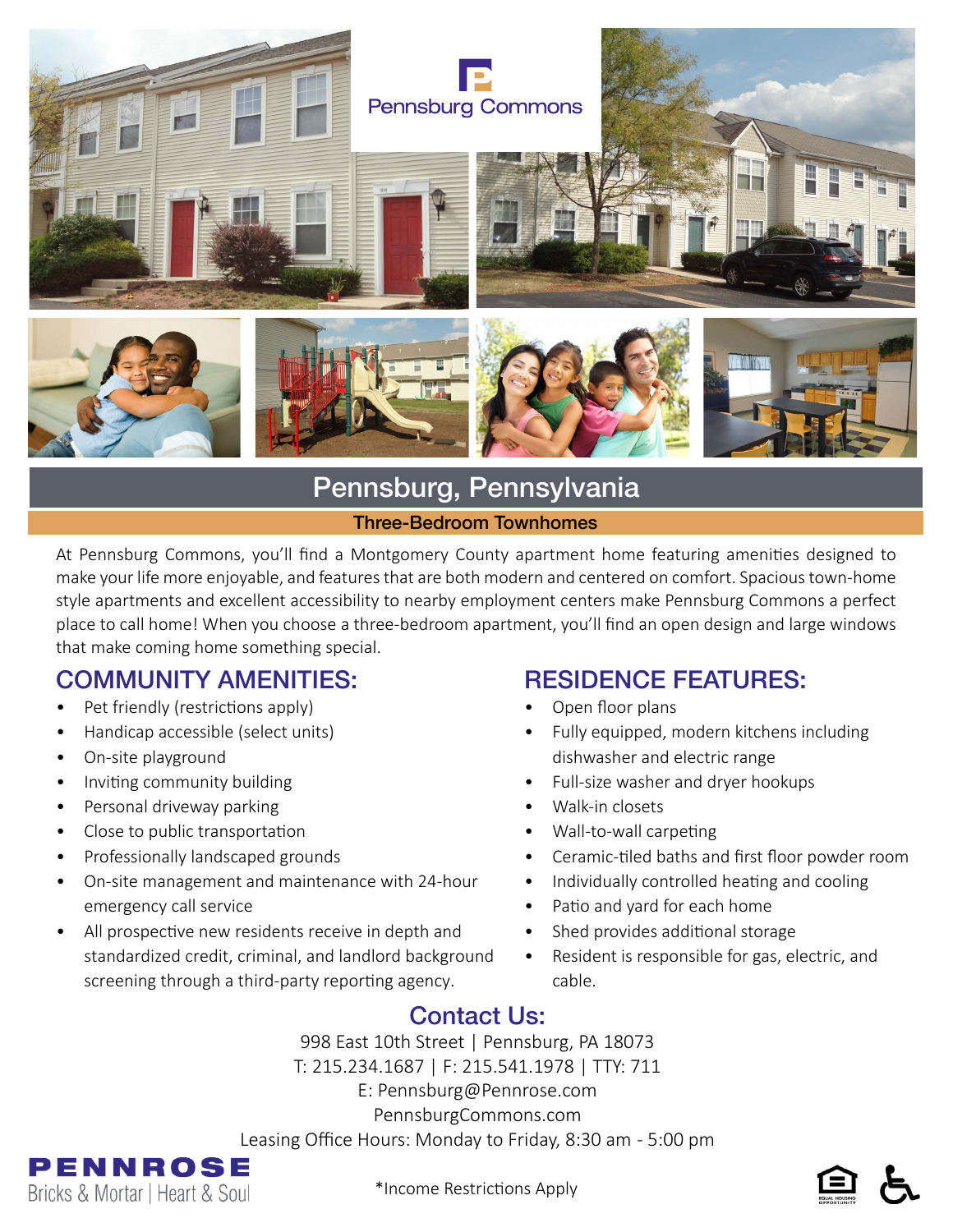Pennsburg Commons

# Pennsburg, Pennsylvania

## Three-Bedroom Townhomes

At Pennsburg Commons, you'll find a Montgomery County apartment home featuring amenities designed to make your life more enjoyable, and features that are both modern and centered on comfort. Spacious town-home style apartments and excellent accessibility to nearby employment centers make Pennsburg Commons a perfect place to call home! When you choose a three-bedroom apartment, you'll find an open design and large windows that make coming home something special.

## COMMUNITY AMENITIES:

- Pet friendly (restrictions apply)
- Handicap accessible (select units)
- On-site playground
- Inviting community building
- Personal driveway parking
- Close to public transportation
- Professionally landscaped grounds
- On-site management and maintenance with 24-hour emergency call service
- All prospective new residents receive in depth and standardized credit, criminal, and landlord background screening through a third-party reporting agency.

## RESIDENCE FEATURES:

- Open floor plans
- Fully equipped, modern kitchens including dishwasher and electric range
- Full-size washer and dryer hookups
- Walk-in closets
- Wall-to-wall carpeting
- Ceramic-tiled baths and first floor powder room
- Individually controlled heating and cooling
- Patio and yard for each home
- Shed provides additional storage
- Resident is responsible for gas, electric, and cable.

## Contact Us:

998 East 10th Street | Pennsburg, PA 18073
T: 215.234.1687 | F: 215.541.1978 | TTY: 711
E: Pennsburg@Pennrose.com
PennsburgCommons.com
Leasing Office Hours: Monday to Friday, 8:30 am - 5:00 pm

PENNROSE
Bricks & Mortar | Heart & Soul

*Income Restrictions Apply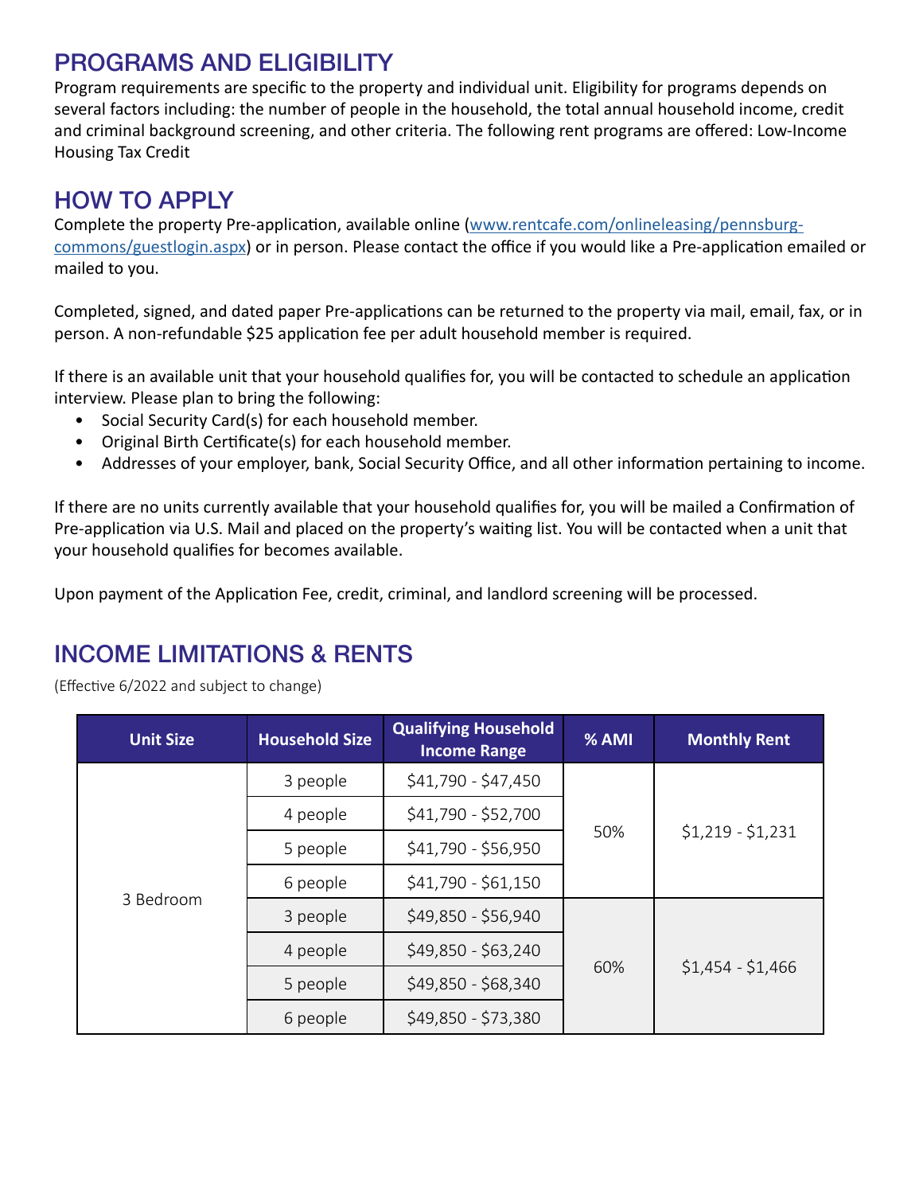## PROGRAMS AND ELIGIBILITY

Program requirements are specific to the property and individual unit. Eligibility for programs depends on several factors including: the number of people in the household, the total annual household income, credit and criminal background screening, and other criteria. The following rent programs are offered: Low-Income Housing Tax Credit

## HOW TO APPLY

Complete the property Pre-application, available online ([www.rentcafe.com/onlineleasing/pennsburg-commons/guestlogin.aspx](www.rentcafe.com/onlineleasing/pennsburg-commons/guestlogin.aspx)) or in person. Please contact the office if you would like a Pre-application emailed or mailed to you.

Completed, signed, and dated paper Pre-applications can be returned to the property via mail, email, fax, or in person. A non-refundable $25 application fee per adult household member is required.

If there is an available unit that your household qualifies for, you will be contacted to schedule an application interview. Please plan to bring the following:

- Social Security Card(s) for each household member.
- Original Birth Certificate(s) for each household member.
- Addresses of your employer, bank, Social Security Office, and all other information pertaining to income.

If there are no units currently available that your household qualifies for, you will be mailed a Confirmation of Pre-application via U.S. Mail and placed on the property's waiting list. You will be contacted when a unit that your household qualifies for becomes available.

Upon payment of the Application Fee, credit, criminal, and landlord screening will be processed.

## INCOME LIMITATIONS & RENTS

(Effective 6/2022 and subject to change)

| Unit Size | Household Size | Qualifying Household Income Range | % AMI | Monthly Rent |
|---|---|---|---|---|
| 3 Bedroom | 3 people | $41,790 - $47,450 | 50% | $1,219 - $1,231 |
| | 4 people | $41,790 - $52,700 | | |
| | 5 people | $41,790 - $56,950 | | |
| | 6 people | $41,790 - $61,150 | | |
| | 3 people | $49,850 - $56,940 | 60% | $1,454 - $1,466 |
| | 4 people | $49,850 - $63,240 | | |
| | 5 people | $49,850 - $68,340 | | |
| | 6 people | $49,850 - $73,380 | | |